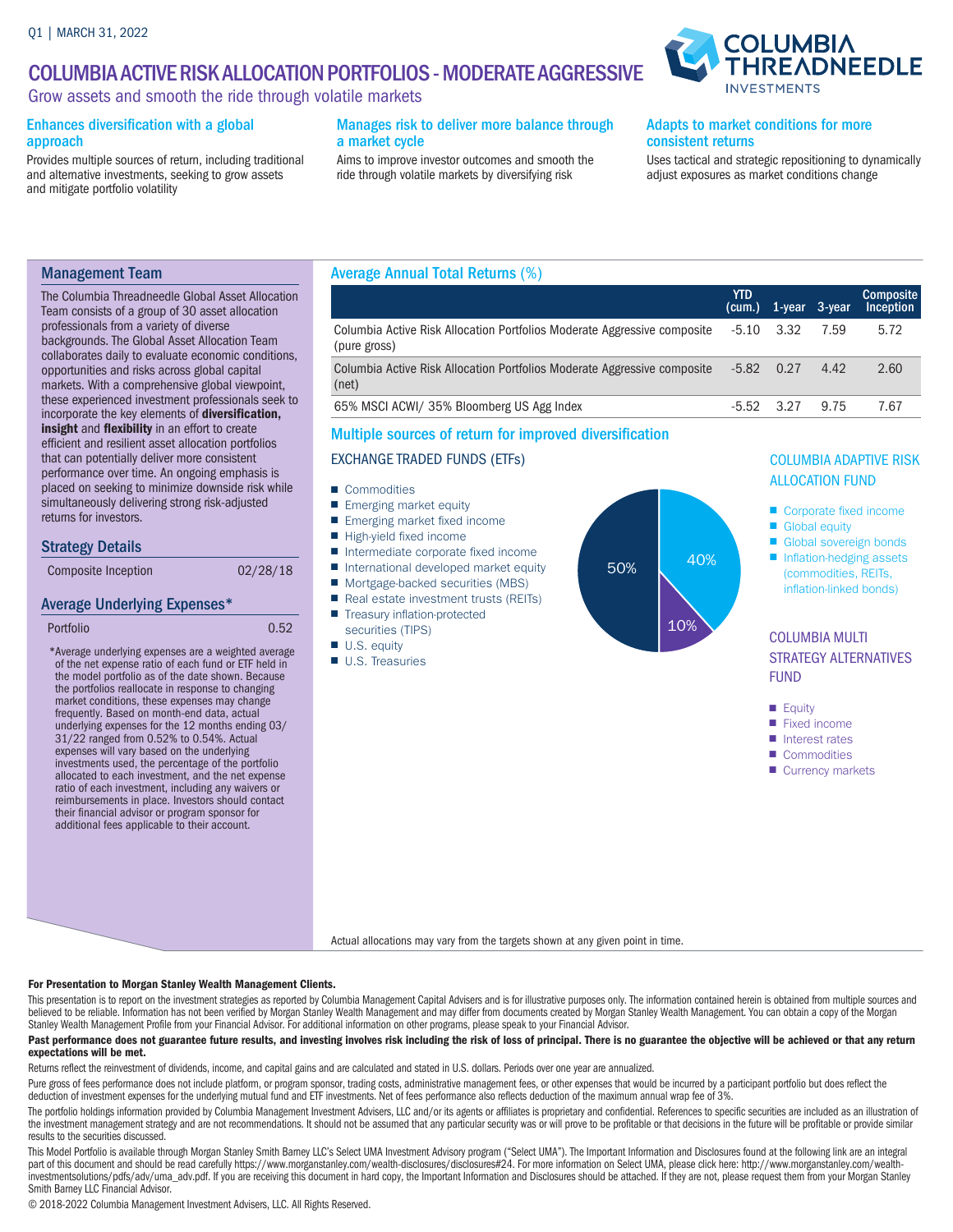Q1 | MARCH 31, 2022

# COLUMBIA ACTIVE RISK ALLOCATION PORTFOLIOS - MODERATE AGGRESSIVE

Grow assets and smooth the ride through volatile markets

### Enhances diversification with a global approach

Provides multiple sources of return, including traditional and alternative investments, seeking to grow assets and mitigate portfolio volatility

### Manages risk to deliver more balance through a market cycle

Aims to improve investor outcomes and smooth the ride through volatile markets by diversifying risk

### Adapts to market conditions for more consistent returns

Uses tactical and strategic repositioning to dynamically adjust exposures as market conditions change

## Management Team

The Columbia Threadneedle Global Asset Allocation Team consists of a group of 30 asset allocation professionals from a variety of diverse backgrounds. The Global Asset Allocation Team collaborates daily to evaluate economic conditions, opportunities and risks across global capital markets. With a comprehensive global viewpoint, these experienced investment professionals seek to incorporate the key elements of **diversification, insight** and **flexibility** in an effort to create efficient and resilient asset allocation portfolios that can potentially deliver more consistent performance over time. An ongoing emphasis is placed on seeking to minimize downside risk while simultaneously delivering strong risk-adjusted returns for investors.

## Strategy Details

| Composite Inception | 02/28/18 |
|---|---|

## Average Underlying Expenses*

| Portfolio | 0.52 |
|---|---|

*Average underlying expenses are a weighted average of the net expense ratio of each fund or ETF held in the model portfolio as of the date shown. Because the portfolios reallocate in response to changing market conditions, these expenses may change frequently. Based on month-end data, actual underlying expenses for the 12 months ending 03/31/22 ranged from 0.52% to 0.54%. Actual expenses will vary based on the underlying investments used, the percentage of the portfolio allocated to each investment, and the net expense ratio of each investment, including any waivers or reimbursements in place. Investors should contact their financial advisor or program sponsor for additional fees applicable to their account.

## Average Annual Total Returns (%)

| | YTD (cum.) | 1-year | 3-year | Composite Inception |
|---|---|---|---|---|
| Columbia Active Risk Allocation Portfolios Moderate Aggressive composite (pure gross) | -5.10 | 3.32 | 7.59 | 5.72 |
| Columbia Active Risk Allocation Portfolios Moderate Aggressive composite (net) | -5.82 | 0.27 | 4.42 | 2.60 |
| 65% MSCI ACWI/ 35% Bloomberg US Agg Index | -5.52 | 3.27 | 9.75 | 7.67 |

## Multiple sources of return for improved diversification

### EXCHANGE TRADED FUNDS (ETFs)

- Commodities
- Emerging market equity
- Emerging market fixed income
- High-yield fixed income
- Intermediate corporate fixed income
- International developed market equity
- Mortgage-backed securities (MBS)
- Real estate investment trusts (REITs)
- Treasury inflation-protected securities (TIPS)
- U.S. equity
- U.S. Treasuries

50% | 40% | 10%

### COLUMBIA ADAPTIVE RISK ALLOCATION FUND

- Corporate fixed income
- Global equity
- Global sovereign bonds
- Inflation-hedging assets (commodities, REITs, inflation-linked bonds)

### COLUMBIA MULTI STRATEGY ALTERNATIVES FUND

- Equity
- Fixed income
- Interest rates
- Commodities
- Currency markets

Actual allocations may vary from the targets shown at any given point in time.

**For Presentation to Morgan Stanley Wealth Management Clients.**

This presentation is to report on the investment strategies as reported by Columbia Management Capital Advisers and is for illustrative purposes only. The information contained herein is obtained from multiple sources and believed to be reliable. Information has not been verified by Morgan Stanley Wealth Management and may differ from documents created by Morgan Stanley Wealth Management. You can obtain a copy of the Morgan Stanley Wealth Management Profile from your Financial Advisor. For additional information on other programs, please speak to your Financial Advisor.

**Past performance does not guarantee future results, and investing involves risk including the risk of loss of principal. There is no guarantee the objective will be achieved or that any return expectations will be met.**

Returns reflect the reinvestment of dividends, income, and capital gains and are calculated and stated in U.S. dollars. Periods over one year are annualized.

Pure gross of fees performance does not include platform, or program sponsor, trading costs, administrative management fees, or other expenses that would be incurred by a participant portfolio but does reflect the deduction of investment expenses for the underlying mutual fund and ETF investments. Net of fees performance also reflects deduction of the maximum annual wrap fee of 3%.

The portfolio holdings information provided by Columbia Management Investment Advisers, LLC and/or its agents or affiliates is proprietary and confidential. References to specific securities are included as an illustration of the investment management strategy and are not recommendations. It should not be assumed that any particular security was or will prove to be profitable or that decisions in the future will be profitable or provide similar results to the securities discussed.

This Model Portfolio is available through Morgan Stanley Smith Barney LLC's Select UMA Investment Advisory program ("Select UMA"). The Important Information and Disclosures found at the following link are an integral part of this document and should be read carefully https://www.morganstanley.com/wealth-disclosures/disclosures#24. For more information on Select UMA, please click here: http://www.morganstanley.com/wealth-investmentsolutions/pdfs/adv/uma_adv.pdf. If you are receiving this document in hard copy, the Important Information and Disclosures should be attached. If they are not, please request them from your Morgan Stanley Smith Barney LLC Financial Advisor.

© 2018-2022 Columbia Management Investment Advisers, LLC. All Rights Reserved.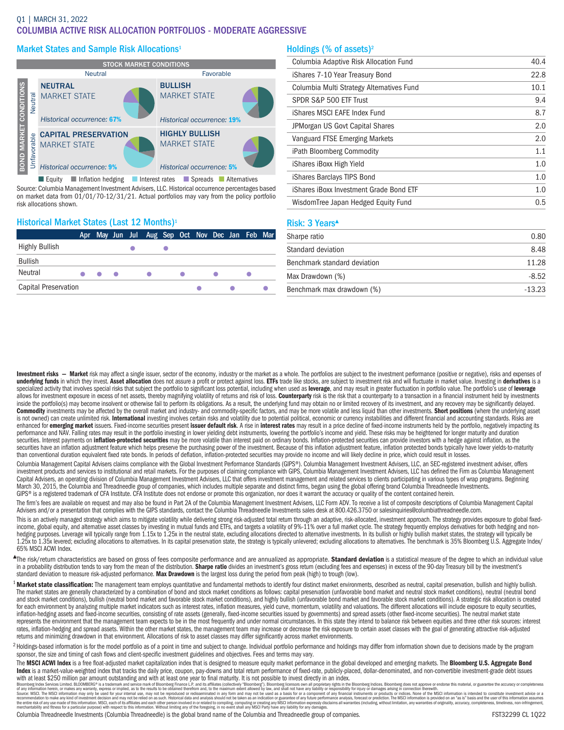Q1 | MARCH 31, 2022

# COLUMBIA ACTIVE RISK ALLOCATION PORTFOLIOS - MODERATE AGGRESSIVE

## Market States and Sample Risk Allocations[1]

STOCK MARKET CONDITIONS

Neutral | Favorable

BOND MARKET CONDITIONS: Neutral | Unfavorable

**NEUTRAL** MARKET STATE
*Historical occurrence: 67%*

**BULLISH** MARKET STATE
*Historical occurrence: 19%*

**CAPITAL PRESERVATION** MARKET STATE
*Historical occurrence: 9%*

**HIGHLY BULLISH** MARKET STATE
*Historical occurrence: 5%*

Equity | Inflation hedging | Interest rates | Spreads | Alternatives

Source: Columbia Management Investment Advisers, LLC. Historical occurrence percentages based on market data from 01/01/70-12/31/21. Actual portfolios may vary from the policy portfolio risk allocations shown.

## Historical Market States (Last 12 Months)[1]

| | Apr | May | Jun | Jul | Aug | Sep | Oct | Nov | Dec | Jan | Feb | Mar |
|---|---|---|---|---|---|---|---|---|---|---|---|---|
| Highly Bullish | | | | ● | | ● | | | | | | |
| Bullish | | | | | | | | | | | | |
| Neutral | ● | ● | ● | | ● | | ● | | ● | | ● | |
| Capital Preservation | | | | | | | | ● | | ● | | ● |

## Holdings (% of assets)[2]

| | |
|---|---|
| Columbia Adaptive Risk Allocation Fund | 40.4 |
| iShares 7-10 Year Treasury Bond | 22.8 |
| Columbia Multi Strategy Alternatives Fund | 10.1 |
| SPDR S&P 500 ETF Trust | 9.4 |
| iShares MSCI EAFE Index Fund | 8.7 |
| JPMorgan US Govt Capital Shares | 2.0 |
| Vanguard FTSE Emerging Markets | 2.0 |
| iPath Bloomberg Commodity | 1.1 |
| iShares iBoxx High Yield | 1.0 |
| iShares Barclays TIPS Bond | 1.0 |
| iShares iBoxx Investment Grade Bond ETF | 1.0 |
| WisdomTree Japan Hedged Equity Fund | 0.5 |

## Risk: 3 Years▲

| | |
|---|---|
| Sharpe ratio | 0.80 |
| Standard deviation | 8.48 |
| Benchmark standard deviation | 11.28 |
| Max Drawdown (%) | -8.52 |
| Benchmark max drawdown (%) | -13.23 |

**Investment risks – Market** risk may affect a single issuer, sector of the economy, industry or the market as a whole. The portfolios are subject to the investment performance (positive or negative), risks and expenses of **underlying funds** in which they invest. **Asset allocation** does not assure a profit or protect against loss. **ETFs** trade like stocks, are subject to investment risk and will fluctuate in market value. Investing in **derivatives** is a specialized activity that involves special risks that subject the portfolio to significant loss potential, including when used as **leverage**, and may result in greater fluctuation in portfolio value. The portfolio's use of **leverage** allows for investment exposure in excess of net assets, thereby magnifying volatility of returns and risk of loss. **Counterparty** risk is the risk that a counterparty to a transaction in a financial instrument held by investments inside the portfolio(s) may become insolvent or otherwise fail to perform its obligations. As a result, the underlying fund may obtain no or limited recovery of its investment, and any recovery may be significantly delayed. **Commodity** investments may be affected by the overall market and industry- and commodity-specific factors, and may be more volatile and less liquid than other investments. **Short positions** (where the underlying asset is not owned) can create unlimited risk. **International** investing involves certain risks and volatility due to potential political, economic or currency instabilities and different financial and accounting standards. Risks are enhanced for **emerging market** issuers. Fixed-income securities present **issuer default risk**. A rise in **interest rates** may result in a price decline of fixed-income instruments held by the portfolio, negatively impacting its performance and NAV. Falling rates may result in the portfolio investing in lower yielding debt instruments, lowering the portfolio's income and yield. These risks may be heightened for longer maturity and duration securities. Interest payments on **inflation-protected securities** may be more volatile than interest paid on ordinary bonds. Inflation-protected securities can provide investors with a hedge against inflation, as the securities have an inflation adjustment feature which helps preserve the purchasing power of the investment. Because of this inflation adjustment feature, inflation protected bonds typically have lower yields-to-maturity than conventional duration equivalent fixed rate bonds. In periods of deflation, inflation-protected securities may provide no income and will likely decline in price, which could result in losses.

Columbia Management Capital Advisers claims compliance with the Global Investment Performance Standards (GIPS®). Columbia Management Investment Advisers, LLC, an SEC-registered investment adviser, offers investment products and services to institutional and retail markets. For the purposes of claiming compliance with GIPS, Columbia Management Investment Advisers, LLC has defined the Firm as Columbia Management Capital Advisers, an operating division of Columbia Management Investment Advisers, LLC that offers investment management and related services to clients participating in various types of wrap programs. Beginning March 30, 2015, the Columbia and Threadneedle group of companies, which includes multiple separate and distinct firms, began using the global offering brand Columbia Threadneedle Investments.
GIPS® is a registered trademark of CFA Institute. CFA Institute does not endorse or promote this organization, nor does it warrant the accuracy or quality of the content contained herein.

The firm's fees are available on request and may also be found in Part 2A of the Columbia Management Investment Advisers, LLC Form ADV. To receive a list of composite descriptions of Columbia Management Capital Advisers and/or a presentation that complies with the GIPS standards, contact the Columbia Threadneedle Investments sales desk at 800.426.3750 or salesinquiries@columbiathreadneedle.com.

This is an actively managed strategy which aims to mitigate volatility while delivering strong risk-adjusted total return through an adaptive, risk-allocated, investment approach. The strategy provides exposure to global fixed-income, global equity, and alternative asset classes by investing in mutual funds and ETFs, and targets a volatility of 9%-11% over a full market cycle. The strategy frequently employs derivatives for both hedging and non-hedging purposes. Leverage will typically range from 1.15x to 1.25x in the neutral state, excluding allocations directed to alternative investments. In its bullish or highly bullish market states, the strategy will typically be 1.25x to 1.35x levered; excluding allocations to alternatives. In its capital preservation state, the strategy is typically unlevered; excluding allocations to alternatives. The benchmark is 35% Bloomberg U.S. Aggregate Bond Index/ 65% MSCI ACWI Index.

▲The risk/return characteristics are based on gross of fees composite performance and are annualized as appropriate. **Standard deviation** is a statistical measure of the degree to which an individual value in a probability distribution tends to vary from the mean of the distribution. **Sharpe ratio** divides an investment's gross return (excluding fees and expenses) in excess of the 90-day Treasury bill by the investment's standard deviation to measure risk-adjusted performance. **Max Drawdown** is the largest loss during the period from peak (high) to trough (low).

[1] **Market state classification:** The management team employs quantitative and fundamental methods to identify four distinct market environments, described as neutral, capital preservation, bullish and highly bullish. The market states are generally characterized by a combination of bond and stock market conditions as follows: capital preservation (unfavorable bond market and neutral stock market conditions), neutral (neutral bond and stock market conditions), bullish (neutral bond market and favorable stock market conditions), and highly bullish (unfavorable bond market and favorable stock market conditions). A strategic risk allocation is created for each environment by analyzing multiple market indicators such as interest rates, inflation measures, yield curve, momentum, volatility and valuations. The different allocations will include exposure to equity securities, inflation-hedging assets and fixed-income securities, consisting of rate assets (generally, fixed-income securities issued by governments) and spread assets (generally other fixed-income securities). The neutral market state represents the environment that the management team expects to be in the most frequently and under normal circumstances. In this state they intend to balance risk between equities and three other risk sources: interest rates, inflation-hedging and spread assets. Within the other market states, the management team may increase or decrease the risk exposure to certain asset classes with the goal of generating attractive risk-adjusted returns and minimizing drawdown in that environment. Allocations of risk to asset classes may differ significantly across market environments.

[2] Holdings-based information is for the model portfolio as of a point in time and subject to change. Individual portfolio performance and holdings may differ from information shown due to decisions made by the program sponsor, the size and timing of cash flows and client-specific investment guidelines and objectives. Fees and terms may vary.

The **MSCI ACWI Index** is a free float-adjusted market capitalization index that is designed to measure equity market performance in the global developed and emerging markets. The **Bloomberg U.S. Aggregate Bond Index** is a market-value-weighted index that tracks the daily price, coupon, pay-downs and total return performance of fixed-rate, publicly-placed, dollar-denominated, and non-convertible investment-grade debt issues with at least $250 million par amount outstanding and with at least one year to final maturity. It is not possible to invest directly in an index.

Bloomberg Index Services Limited. BLOOMBERG® is a trademark and service mark of Bloomberg Finance L.P. and its affiliates (collectively "Bloomberg"). Bloomberg licensors own all proprietary rights in the Bloomberg Indices. Bloomberg does not approve or endorse this material, or guarantee the accuracy or completeness of any information herein, or makes any warranty, express or implied, as to the results to be obtained therefrom and, to the maximum extent allowed by law, and shall not have any liability or responsibility for injury or damages arising in connection therewith.
Source: MSCI. The MSCI information may only be used for your internal use, may not be reproduced or redisseminated in any form and may not be used as a basis for or a component of any financial instruments or products or indices. None of the MSCI information is intended to constitute investment advice or a recommendation to make any kind of investment decision and may not be relied on as such. Historical data and analysis should not be taken as an indication or guarantee of any future performance analysis, forecast or prediction. The MSCI information is provided on an "as is" basis and the user of this information assumes the entire risk of any use made of this information. MSCI, each of its affiliates and each other person involved in or related to compiling, computing or creating any MSCI information expressly disclaims all warranties (including, without limitation, any warranties of originality, accuracy, completeness, timeliness, non-infringement, merchantability and fitness for a particular purpose) with respect to this information. Without limiting any of the foregoing, in no event shall any MSCI Party have any liability for any damages.

Columbia Threadneedle Investments (Columbia Threadneedle) is the global brand name of the Columbia and Threadneedle group of companies.

FST32299 CL 1Q22